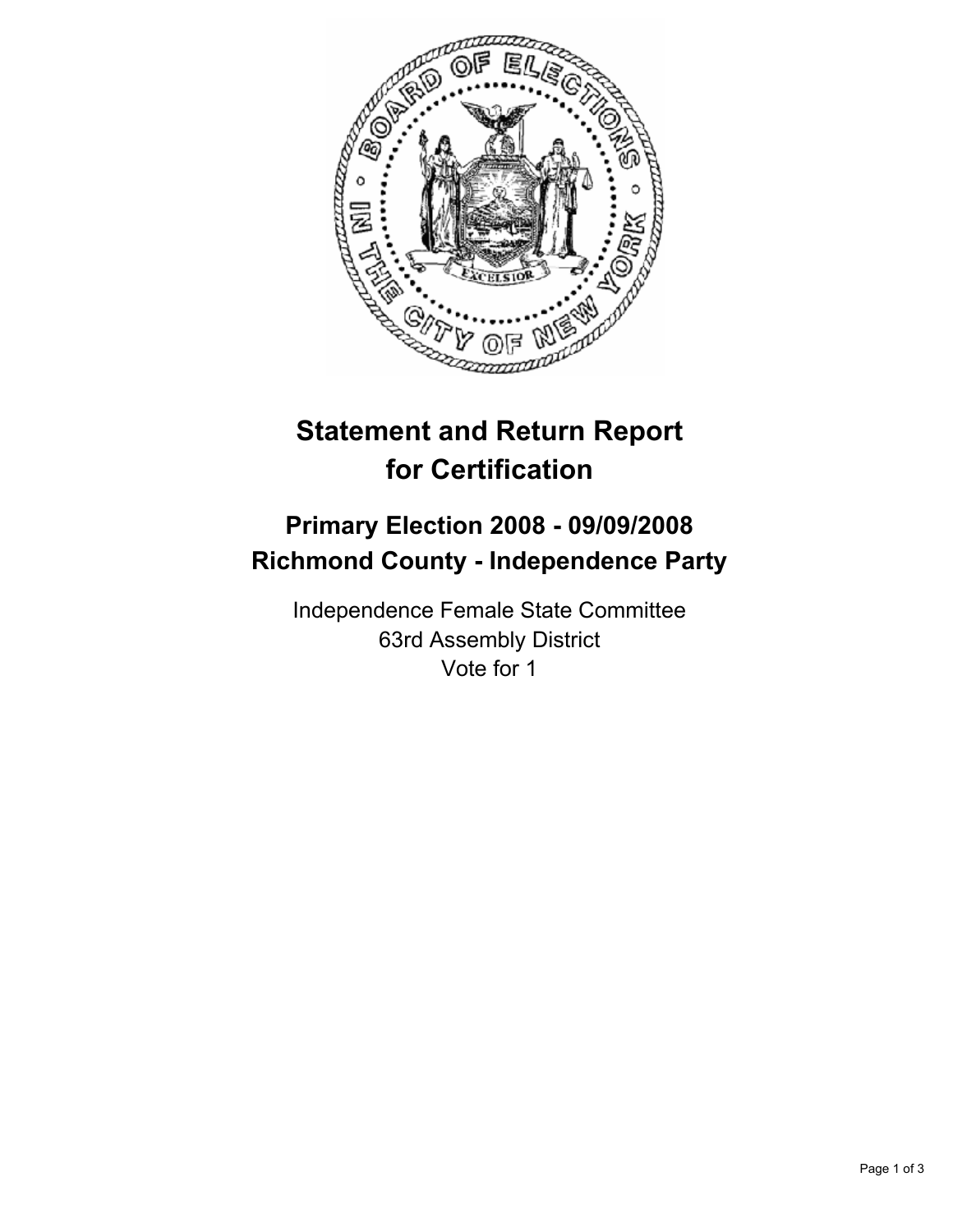# Statement and Return Report for Certification

## Primary Election 2008 - 09/09/2008
## Richmond County - Independence Party

Independence Female State Committee
63rd Assembly District
Vote for 1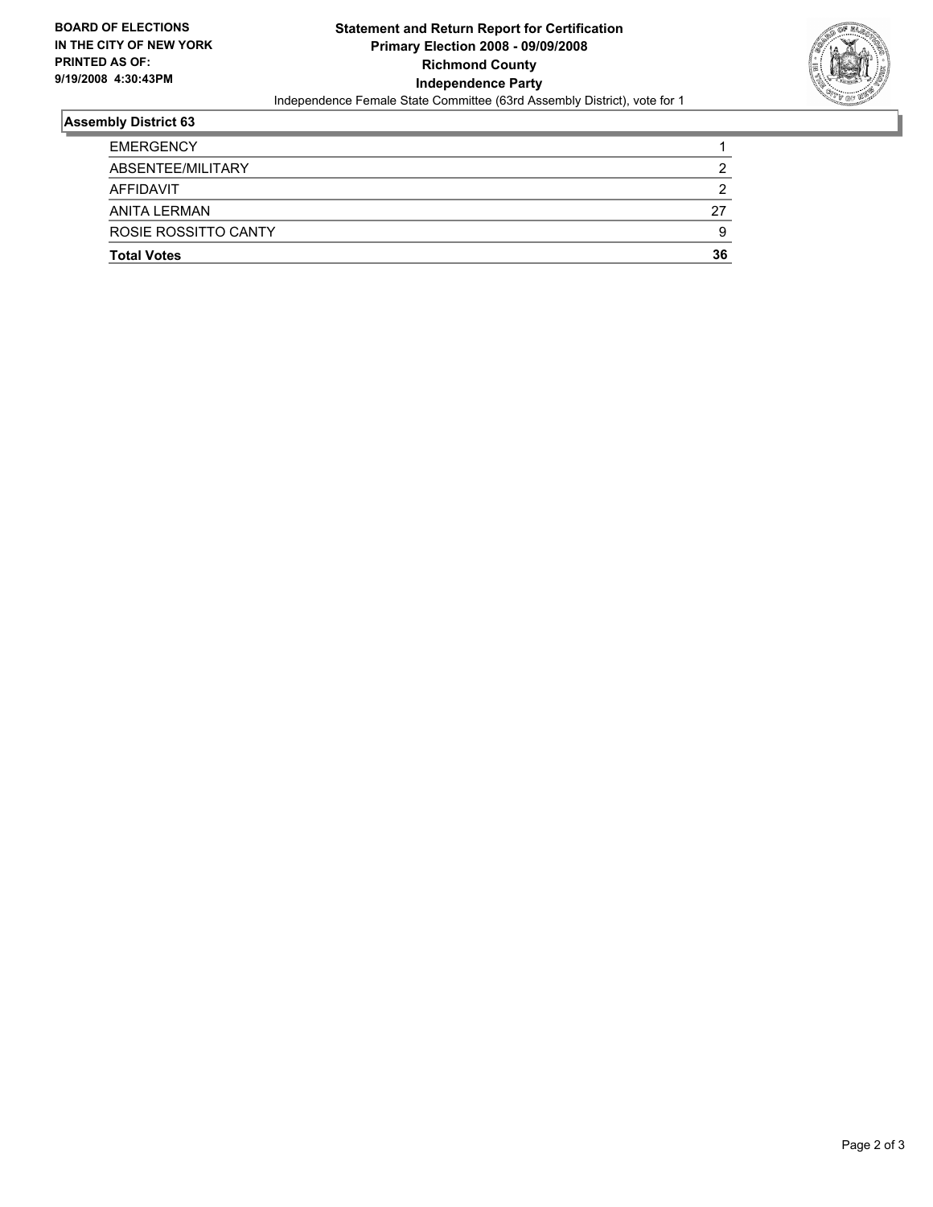**BOARD OF ELECTIONS IN THE CITY OF NEW YORK PRINTED AS OF: 9/19/2008 4:30:43PM**

# Statement and Return Report for Certification
## Primary Election 2008 - 09/09/2008
## Richmond County
## Independence Party

Independence Female State Committee (63rd Assembly District), vote for 1

### Assembly District 63

| | |
|---|---|
| EMERGENCY | 1 |
| ABSENTEE/MILITARY | 2 |
| AFFIDAVIT | 2 |
| ANITA LERMAN | 27 |
| ROSIE ROSSITTO CANTY | 9 |
| **Total Votes** | **36** |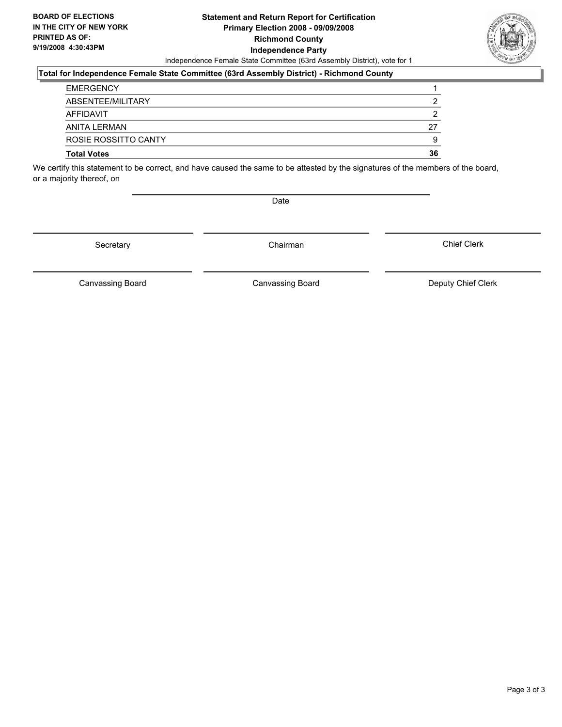**BOARD OF ELECTIONS IN THE CITY OF NEW YORK PRINTED AS OF: 9/19/2008 4:30:43PM**

**Statement and Return Report for Certification**
**Primary Election 2008 - 09/09/2008**
**Richmond County**
**Independence Party**

Independence Female State Committee (63rd Assembly District), vote for 1

### Total for Independence Female State Committee (63rd Assembly District) - Richmond County

| | |
|---|---|
| EMERGENCY | 1 |
| ABSENTEE/MILITARY | 2 |
| AFFIDAVIT | 2 |
| ANITA LERMAN | 27 |
| ROSIE ROSSITTO CANTY | 9 |
| **Total Votes** | **36** |

We certify this statement to be correct, and have caused the same to be attested by the signatures of the members of the board, or a majority thereof, on

Date

Secretary

Chairman

Chief Clerk

Canvassing Board

Canvassing Board

Deputy Chief Clerk